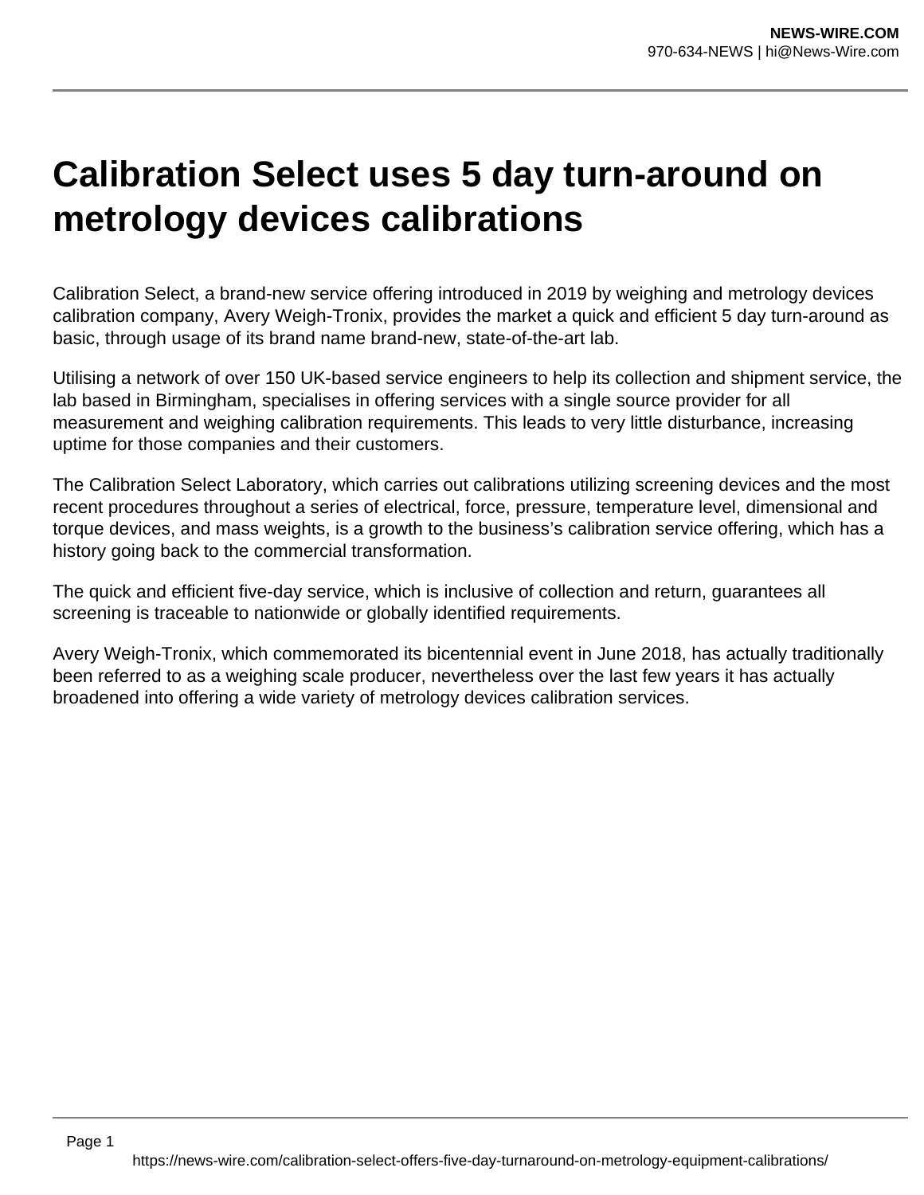# Calibration Select uses 5 day turn-around on metrology devices calibrations

Calibration Select, a brand-new service offering introduced in 2019 by weighing and metrology devices calibration company, Avery Weigh-Tronix, provides the market a quick and efficient 5 day turn-around as basic, through usage of its brand name brand-new, state-of-the-art lab.

Utilising a network of over 150 UK-based service engineers to help its collection and shipment service, the lab based in Birmingham, specialises in offering services with a single source provider for all measurement and weighing calibration requirements. This leads to very little disturbance, increasing uptime for those companies and their customers.

The Calibration Select Laboratory, which carries out calibrations utilizing screening devices and the most recent procedures throughout a series of electrical, force, pressure, temperature level, dimensional and torque devices, and mass weights, is a growth to the business's calibration service offering, which has a history going back to the commercial transformation.

The quick and efficient five-day service, which is inclusive of collection and return, guarantees all screening is traceable to nationwide or globally identified requirements.

Avery Weigh-Tronix, which commemorated its bicentennial event in June 2018, has actually traditionally been referred to as a weighing scale producer, nevertheless over the last few years it has actually broadened into offering a wide variety of metrology devices calibration services.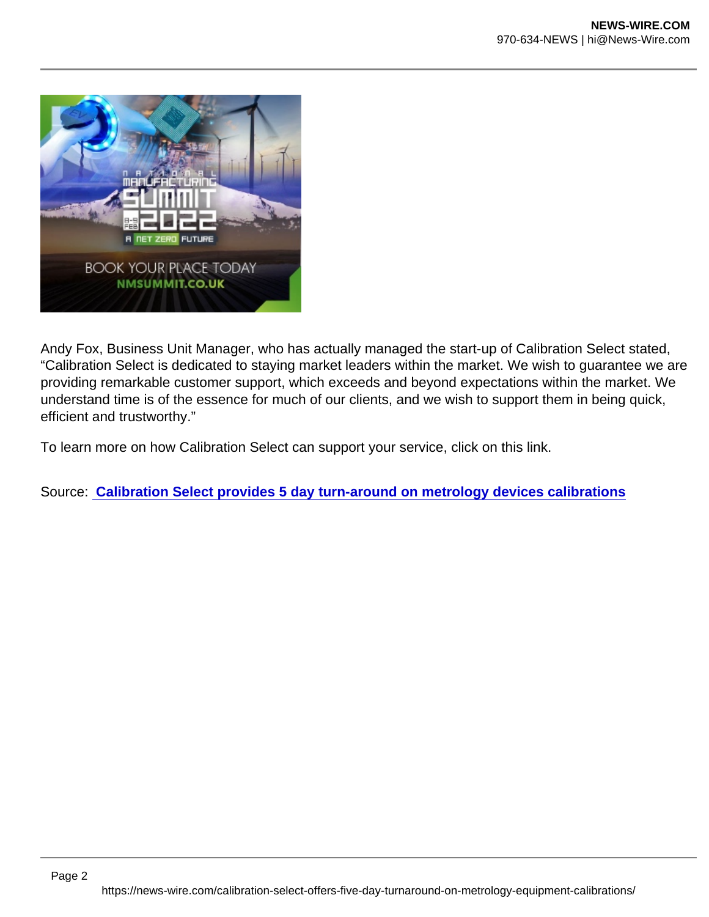Andy Fox, Business Unit Manager, who has actually managed the start-up of Calibration Select stated, “Calibration Select is dedicated to staying market leaders within the market. We wish to guarantee we are providing remarkable customer support, which exceeds and beyond expectations within the market. We understand time is of the essence for much of our clients, and we wish to support them in being quick, efficient and trustworthy.”

To learn more on how Calibration Select can support your service, click on this link.

Source: **Calibration Select provides 5 day turn-around on metrology devices calibrations**